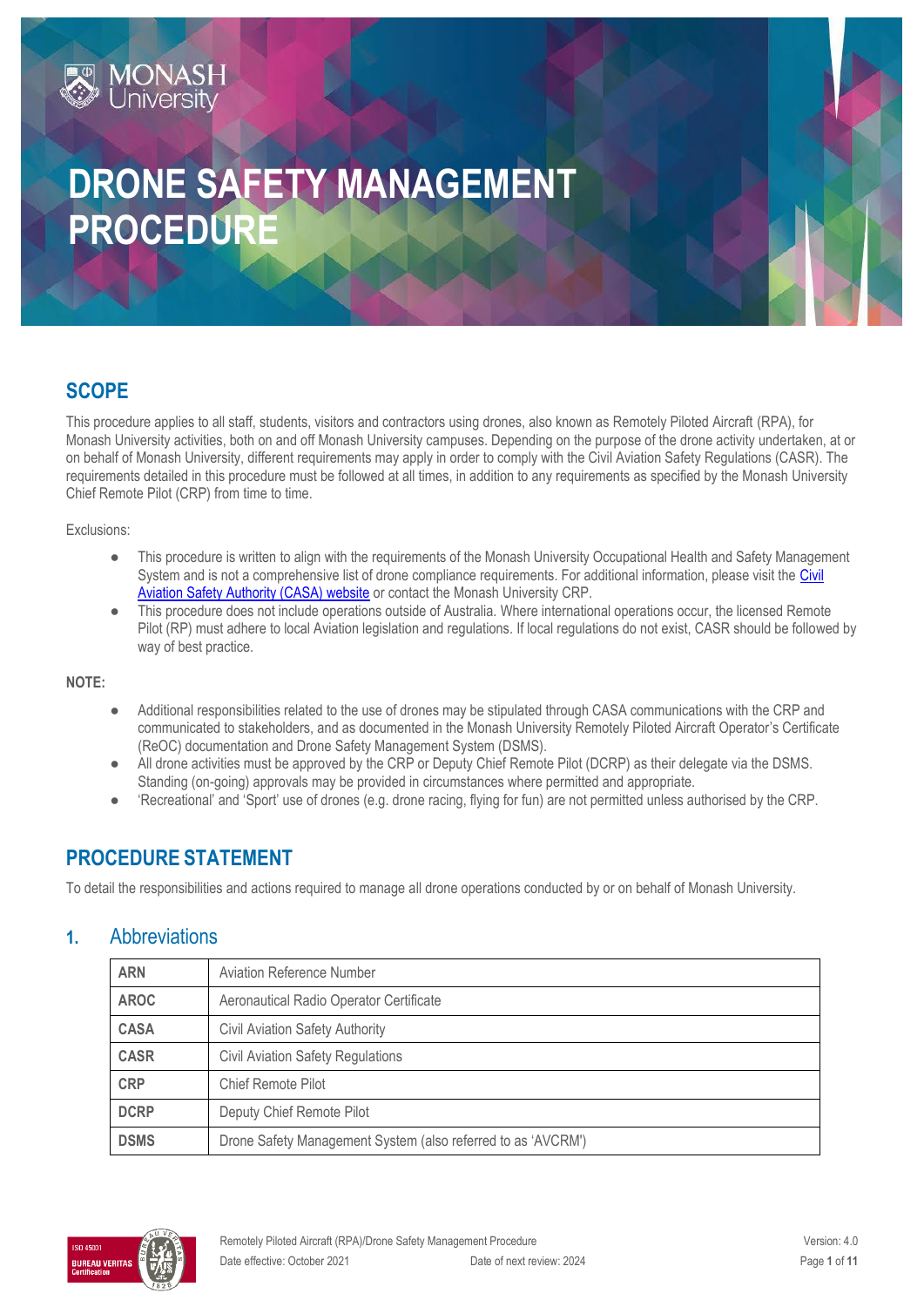# DRONE SAFETY MANAGEMENT PROCEDURE

## SCOPE

This procedure applies to all staff, students, visitors and contractors using drones, also known as Remotely Piloted Aircraft (RPA), for Monash University activities, both on and off Monash University campuses. Depending on the purpose of the drone activity undertaken, at or on behalf of Monash University, different requirements may apply in order to comply with the Civil Aviation Safety Regulations (CASR). The requirements detailed in this procedure must be followed at all times, in addition to any requirements as specified by the Monash University Chief Remote Pilot (CRP) from time to time.

Exclusions:

- This procedure is written to align with the requirements of the Monash University Occupational Health and Safety Management System and is not a comprehensive list of drone compliance requirements. For additional information, please visit the [Civil Aviation Safety Authority (CASA) website]() or contact the Monash University CRP.
- This procedure does not include operations outside of Australia. Where international operations occur, the licensed Remote Pilot (RP) must adhere to local Aviation legislation and regulations. If local regulations do not exist, CASR should be followed by way of best practice.

**NOTE:**

- Additional responsibilities related to the use of drones may be stipulated through CASA communications with the CRP and communicated to stakeholders, and as documented in the Monash University Remotely Piloted Aircraft Operator's Certificate (ReOC) documentation and Drone Safety Management System (DSMS).
- All drone activities must be approved by the CRP or Deputy Chief Remote Pilot (DCRP) as their delegate via the DSMS. Standing (on-going) approvals may be provided in circumstances where permitted and appropriate.
- 'Recreational' and 'Sport' use of drones (e.g. drone racing, flying for fun) are not permitted unless authorised by the CRP.

## PROCEDURE STATEMENT

To detail the responsibilities and actions required to manage all drone operations conducted by or on behalf of Monash University.

## 1. Abbreviations

| | |
|---|---|
| **ARN** | Aviation Reference Number |
| **AROC** | Aeronautical Radio Operator Certificate |
| **CASA** | Civil Aviation Safety Authority |
| **CASR** | Civil Aviation Safety Regulations |
| **CRP** | Chief Remote Pilot |
| **DCRP** | Deputy Chief Remote Pilot |
| **DSMS** | Drone Safety Management System (also referred to as 'AVCRM') |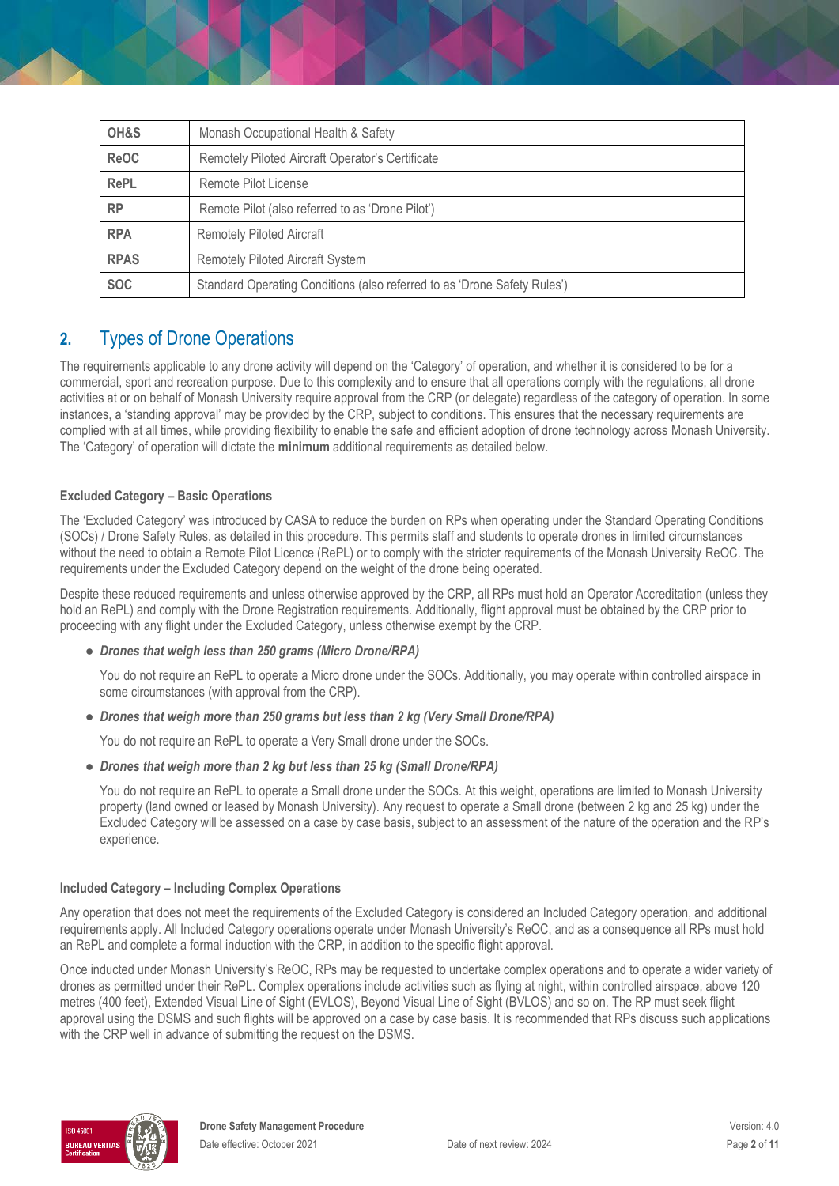| OH&S | Monash Occupational Health & Safety |
|---|---|
| ReOC | Remotely Piloted Aircraft Operator's Certificate |
| RePL | Remote Pilot License |
| RP | Remote Pilot (also referred to as 'Drone Pilot') |
| RPA | Remotely Piloted Aircraft |
| RPAS | Remotely Piloted Aircraft System |
| SOC | Standard Operating Conditions (also referred to as 'Drone Safety Rules') |

## 2. Types of Drone Operations

The requirements applicable to any drone activity will depend on the 'Category' of operation, and whether it is considered to be for a commercial, sport and recreation purpose. Due to this complexity and to ensure that all operations comply with the regulations, all drone activities at or on behalf of Monash University require approval from the CRP (or delegate) regardless of the category of operation. In some instances, a 'standing approval' may be provided by the CRP, subject to conditions. This ensures that the necessary requirements are complied with at all times, while providing flexibility to enable the safe and efficient adoption of drone technology across Monash University. The 'Category' of operation will dictate the **minimum** additional requirements as detailed below.

### Excluded Category – Basic Operations

The 'Excluded Category' was introduced by CASA to reduce the burden on RPs when operating under the Standard Operating Conditions (SOCs) / Drone Safety Rules, as detailed in this procedure. This permits staff and students to operate drones in limited circumstances without the need to obtain a Remote Pilot Licence (RePL) or to comply with the stricter requirements of the Monash University ReOC. The requirements under the Excluded Category depend on the weight of the drone being operated.

Despite these reduced requirements and unless otherwise approved by the CRP, all RPs must hold an Operator Accreditation (unless they hold an RePL) and comply with the Drone Registration requirements. Additionally, flight approval must be obtained by the CRP prior to proceeding with any flight under the Excluded Category, unless otherwise exempt by the CRP.

- ***Drones that weigh less than 250 grams (Micro Drone/RPA)***

  You do not require an RePL to operate a Micro drone under the SOCs. Additionally, you may operate within controlled airspace in some circumstances (with approval from the CRP).

- ***Drones that weigh more than 250 grams but less than 2 kg (Very Small Drone/RPA)***

  You do not require an RePL to operate a Very Small drone under the SOCs.

- ***Drones that weigh more than 2 kg but less than 25 kg (Small Drone/RPA)***

  You do not require an RePL to operate a Small drone under the SOCs. At this weight, operations are limited to Monash University property (land owned or leased by Monash University). Any request to operate a Small drone (between 2 kg and 25 kg) under the Excluded Category will be assessed on a case by case basis, subject to an assessment of the nature of the operation and the RP's experience.

### Included Category – Including Complex Operations

Any operation that does not meet the requirements of the Excluded Category is considered an Included Category operation, and additional requirements apply. All Included Category operations operate under Monash University's ReOC, and as a consequence all RPs must hold an RePL and complete a formal induction with the CRP, in addition to the specific flight approval.

Once inducted under Monash University's ReOC, RPs may be requested to undertake complex operations and to operate a wider variety of drones as permitted under their RePL. Complex operations include activities such as flying at night, within controlled airspace, above 120 metres (400 feet), Extended Visual Line of Sight (EVLOS), Beyond Visual Line of Sight (BVLOS) and so on. The RP must seek flight approval using the DSMS and such flights will be approved on a case by case basis. It is recommended that RPs discuss such applications with the CRP well in advance of submitting the request on the DSMS.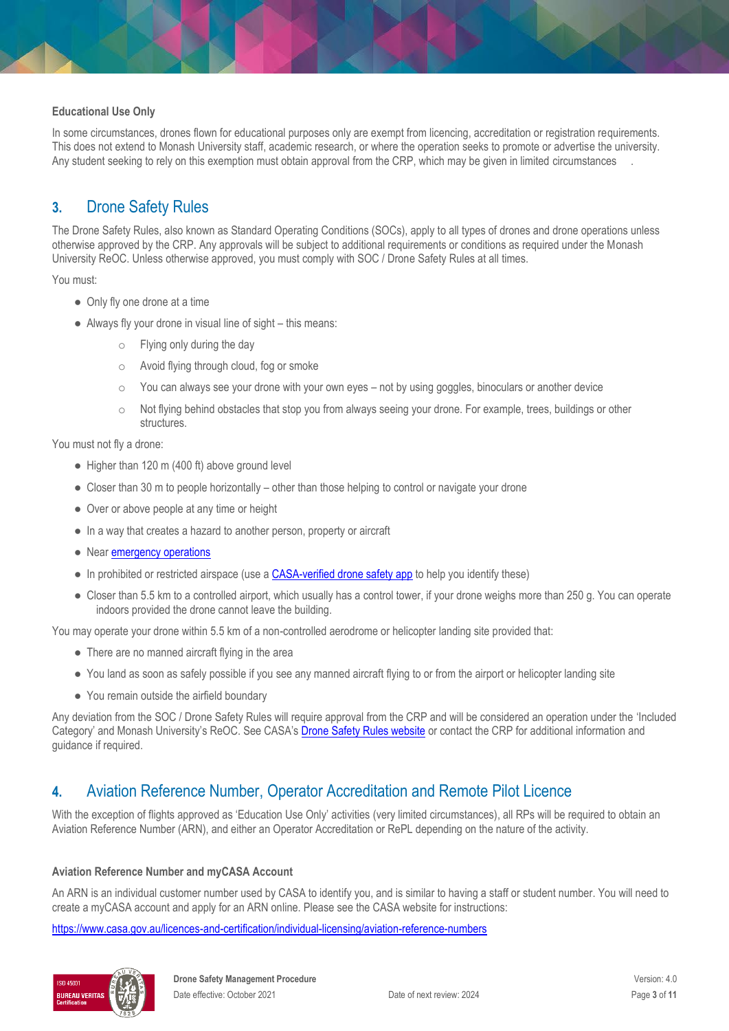### Educational Use Only

In some circumstances, drones flown for educational purposes only are exempt from licencing, accreditation or registration requirements. This does not extend to Monash University staff, academic research, or where the operation seeks to promote or advertise the university. Any student seeking to rely on this exemption must obtain approval from the CRP, which may be given in limited circumstances .

## 3. Drone Safety Rules

The Drone Safety Rules, also known as Standard Operating Conditions (SOCs), apply to all types of drones and drone operations unless otherwise approved by the CRP. Any approvals will be subject to additional requirements or conditions as required under the Monash University ReOC. Unless otherwise approved, you must comply with SOC / Drone Safety Rules at all times.

You must:

- Only fly one drone at a time
- Always fly your drone in visual line of sight – this means:
  - Flying only during the day
  - Avoid flying through cloud, fog or smoke
  - You can always see your drone with your own eyes – not by using goggles, binoculars or another device
  - Not flying behind obstacles that stop you from always seeing your drone. For example, trees, buildings or other structures.

You must not fly a drone:

- Higher than 120 m (400 ft) above ground level
- Closer than 30 m to people horizontally – other than those helping to control or navigate your drone
- Over or above people at any time or height
- In a way that creates a hazard to another person, property or aircraft
- Near emergency operations
- In prohibited or restricted airspace (use a CASA-verified drone safety app to help you identify these)
- Closer than 5.5 km to a controlled airport, which usually has a control tower, if your drone weighs more than 250 g. You can operate indoors provided the drone cannot leave the building.

You may operate your drone within 5.5 km of a non-controlled aerodrome or helicopter landing site provided that:

- There are no manned aircraft flying in the area
- You land as soon as safely possible if you see any manned aircraft flying to or from the airport or helicopter landing site
- You remain outside the airfield boundary

Any deviation from the SOC / Drone Safety Rules will require approval from the CRP and will be considered an operation under the 'Included Category' and Monash University's ReOC. See CASA's Drone Safety Rules website or contact the CRP for additional information and guidance if required.

## 4. Aviation Reference Number, Operator Accreditation and Remote Pilot Licence

With the exception of flights approved as 'Education Use Only' activities (very limited circumstances), all RPs will be required to obtain an Aviation Reference Number (ARN), and either an Operator Accreditation or RePL depending on the nature of the activity.

### Aviation Reference Number and myCASA Account

An ARN is an individual customer number used by CASA to identify you, and is similar to having a staff or student number. You will need to create a myCASA account and apply for an ARN online. Please see the CASA website for instructions:

https://www.casa.gov.au/licences-and-certification/individual-licensing/aviation-reference-numbers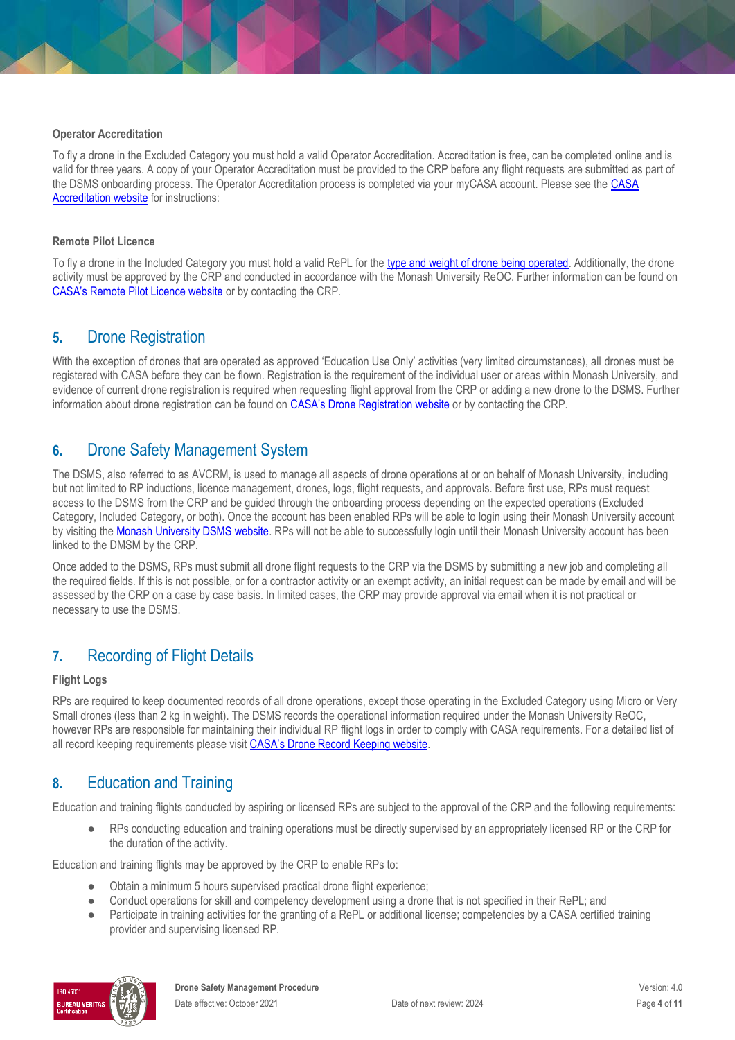### Operator Accreditation

To fly a drone in the Excluded Category you must hold a valid Operator Accreditation. Accreditation is free, can be completed online and is valid for three years. A copy of your Operator Accreditation must be provided to the CRP before any flight requests are submitted as part of the DSMS onboarding process. The Operator Accreditation process is completed via your myCASA account. Please see the CASA Accreditation website for instructions:

### Remote Pilot Licence

To fly a drone in the Included Category you must hold a valid RePL for the type and weight of drone being operated. Additionally, the drone activity must be approved by the CRP and conducted in accordance with the Monash University ReOC. Further information can be found on CASA's Remote Pilot Licence website or by contacting the CRP.

## 5. Drone Registration

With the exception of drones that are operated as approved 'Education Use Only' activities (very limited circumstances), all drones must be registered with CASA before they can be flown. Registration is the requirement of the individual user or areas within Monash University, and evidence of current drone registration is required when requesting flight approval from the CRP or adding a new drone to the DSMS. Further information about drone registration can be found on CASA's Drone Registration website or by contacting the CRP.

## 6. Drone Safety Management System

The DSMS, also referred to as AVCRM, is used to manage all aspects of drone operations at or on behalf of Monash University, including but not limited to RP inductions, licence management, drones, logs, flight requests, and approvals. Before first use, RPs must request access to the DSMS from the CRP and be guided through the onboarding process depending on the expected operations (Excluded Category, Included Category, or both). Once the account has been enabled RPs will be able to login using their Monash University account by visiting the Monash University DSMS website. RPs will not be able to successfully login until their Monash University account has been linked to the DMSM by the CRP.

Once added to the DSMS, RPs must submit all drone flight requests to the CRP via the DSMS by submitting a new job and completing all the required fields. If this is not possible, or for a contractor activity or an exempt activity, an initial request can be made by email and will be assessed by the CRP on a case by case basis. In limited cases, the CRP may provide approval via email when it is not practical or necessary to use the DSMS.

## 7. Recording of Flight Details

### Flight Logs

RPs are required to keep documented records of all drone operations, except those operating in the Excluded Category using Micro or Very Small drones (less than 2 kg in weight). The DSMS records the operational information required under the Monash University ReOC, however RPs are responsible for maintaining their individual RP flight logs in order to comply with CASA requirements. For a detailed list of all record keeping requirements please visit CASA's Drone Record Keeping website.

## 8. Education and Training

Education and training flights conducted by aspiring or licensed RPs are subject to the approval of the CRP and the following requirements:

- RPs conducting education and training operations must be directly supervised by an appropriately licensed RP or the CRP for the duration of the activity.

Education and training flights may be approved by the CRP to enable RPs to:

- Obtain a minimum 5 hours supervised practical drone flight experience;
- Conduct operations for skill and competency development using a drone that is not specified in their RePL; and
- Participate in training activities for the granting of a RePL or additional license; competencies by a CASA certified training provider and supervising licensed RP.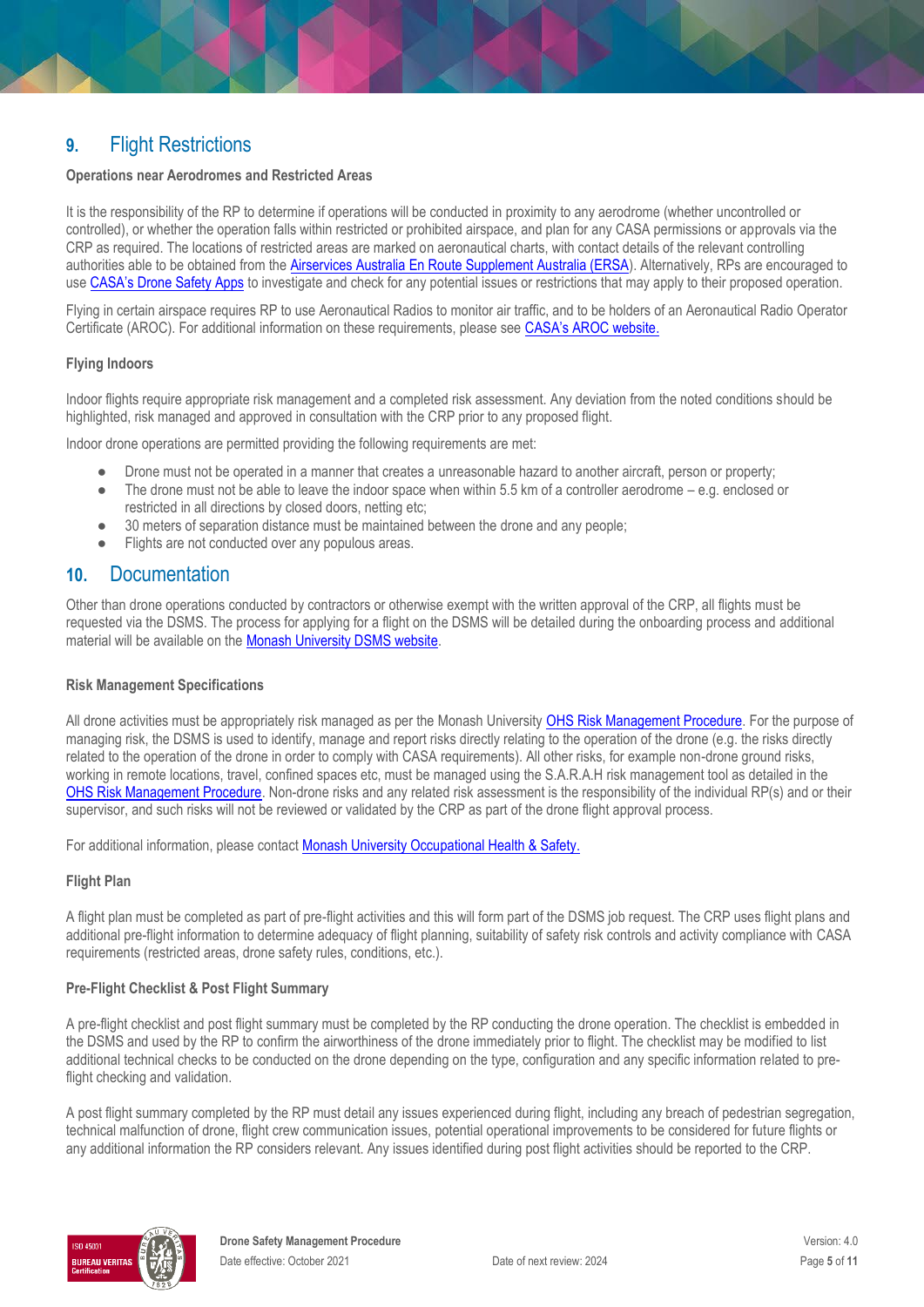## 9. Flight Restrictions

**Operations near Aerodromes and Restricted Areas**

It is the responsibility of the RP to determine if operations will be conducted in proximity to any aerodrome (whether uncontrolled or controlled), or whether the operation falls within restricted or prohibited airspace, and plan for any CASA permissions or approvals via the CRP as required. The locations of restricted areas are marked on aeronautical charts, with contact details of the relevant controlling authorities able to be obtained from the Airservices Australia En Route Supplement Australia (ERSA). Alternatively, RPs are encouraged to use CASA's Drone Safety Apps to investigate and check for any potential issues or restrictions that may apply to their proposed operation.

Flying in certain airspace requires RP to use Aeronautical Radios to monitor air traffic, and to be holders of an Aeronautical Radio Operator Certificate (AROC). For additional information on these requirements, please see CASA's AROC website.

**Flying Indoors**

Indoor flights require appropriate risk management and a completed risk assessment. Any deviation from the noted conditions should be highlighted, risk managed and approved in consultation with the CRP prior to any proposed flight.

Indoor drone operations are permitted providing the following requirements are met:

- Drone must not be operated in a manner that creates a unreasonable hazard to another aircraft, person or property;
- The drone must not be able to leave the indoor space when within 5.5 km of a controller aerodrome – e.g. enclosed or restricted in all directions by closed doors, netting etc;
- 30 meters of separation distance must be maintained between the drone and any people;
- Flights are not conducted over any populous areas.

## 10. Documentation

Other than drone operations conducted by contractors or otherwise exempt with the written approval of the CRP, all flights must be requested via the DSMS. The process for applying for a flight on the DSMS will be detailed during the onboarding process and additional material will be available on the Monash University DSMS website.

**Risk Management Specifications**

All drone activities must be appropriately risk managed as per the Monash University OHS Risk Management Procedure. For the purpose of managing risk, the DSMS is used to identify, manage and report risks directly relating to the operation of the drone (e.g. the risks directly related to the operation of the drone in order to comply with CASA requirements). All other risks, for example non-drone ground risks, working in remote locations, travel, confined spaces etc, must be managed using the S.A.R.A.H risk management tool as detailed in the OHS Risk Management Procedure. Non-drone risks and any related risk assessment is the responsibility of the individual RP(s) and or their supervisor, and such risks will not be reviewed or validated by the CRP as part of the drone flight approval process.

For additional information, please contact Monash University Occupational Health & Safety.

**Flight Plan**

A flight plan must be completed as part of pre-flight activities and this will form part of the DSMS job request. The CRP uses flight plans and additional pre-flight information to determine adequacy of flight planning, suitability of safety risk controls and activity compliance with CASA requirements (restricted areas, drone safety rules, conditions, etc.).

**Pre-Flight Checklist & Post Flight Summary**

A pre-flight checklist and post flight summary must be completed by the RP conducting the drone operation. The checklist is embedded in the DSMS and used by the RP to confirm the airworthiness of the drone immediately prior to flight. The checklist may be modified to list additional technical checks to be conducted on the drone depending on the type, configuration and any specific information related to pre-flight checking and validation.

A post flight summary completed by the RP must detail any issues experienced during flight, including any breach of pedestrian segregation, technical malfunction of drone, flight crew communication issues, potential operational improvements to be considered for future flights or any additional information the RP considers relevant. Any issues identified during post flight activities should be reported to the CRP.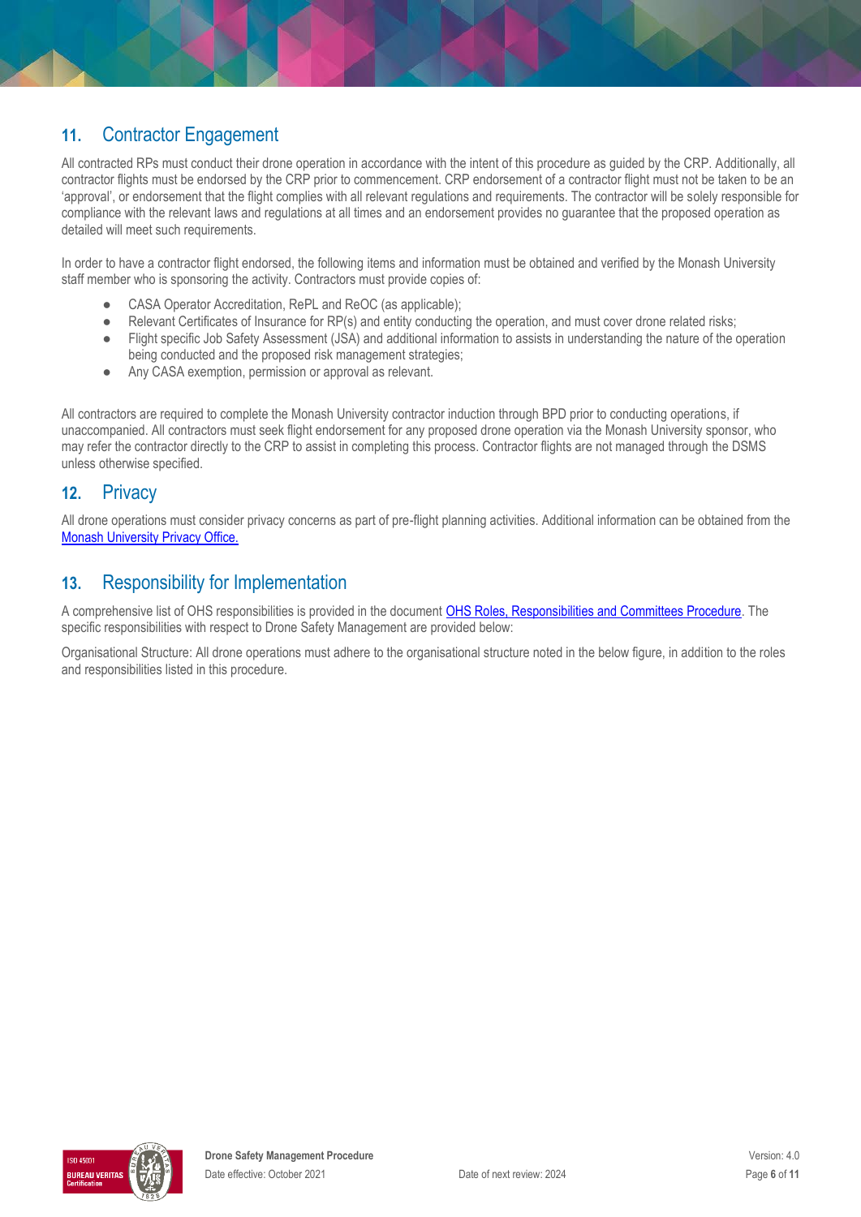## 11. Contractor Engagement

All contracted RPs must conduct their drone operation in accordance with the intent of this procedure as guided by the CRP. Additionally, all contractor flights must be endorsed by the CRP prior to commencement. CRP endorsement of a contractor flight must not be taken to be an 'approval', or endorsement that the flight complies with all relevant regulations and requirements. The contractor will be solely responsible for compliance with the relevant laws and regulations at all times and an endorsement provides no guarantee that the proposed operation as detailed will meet such requirements.

In order to have a contractor flight endorsed, the following items and information must be obtained and verified by the Monash University staff member who is sponsoring the activity. Contractors must provide copies of:

- CASA Operator Accreditation, RePL and ReOC (as applicable);
- Relevant Certificates of Insurance for RP(s) and entity conducting the operation, and must cover drone related risks;
- Flight specific Job Safety Assessment (JSA) and additional information to assists in understanding the nature of the operation being conducted and the proposed risk management strategies;
- Any CASA exemption, permission or approval as relevant.

All contractors are required to complete the Monash University contractor induction through BPD prior to conducting operations, if unaccompanied. All contractors must seek flight endorsement for any proposed drone operation via the Monash University sponsor, who may refer the contractor directly to the CRP to assist in completing this process. Contractor flights are not managed through the DSMS unless otherwise specified.

## 12. Privacy

All drone operations must consider privacy concerns as part of pre-flight planning activities. Additional information can be obtained from the Monash University Privacy Office.

## 13. Responsibility for Implementation

A comprehensive list of OHS responsibilities is provided in the document OHS Roles, Responsibilities and Committees Procedure. The specific responsibilities with respect to Drone Safety Management are provided below:

Organisational Structure: All drone operations must adhere to the organisational structure noted in the below figure, in addition to the roles and responsibilities listed in this procedure.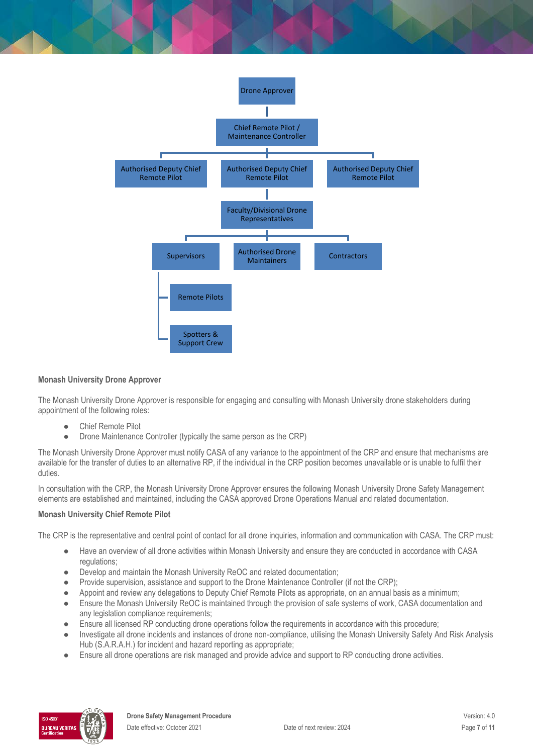- Drone Approver
  - Chief Remote Pilot / Maintenance Controller
    - Authorised Deputy Chief Remote Pilot
    - Authorised Deputy Chief Remote Pilot
      - Faculty/Divisional Drone Representatives
        - Supervisors
          - Remote Pilots
          - Spotters & Support Crew
        - Authorised Drone Maintainers
        - Contractors
    - Authorised Deputy Chief Remote Pilot

**Monash University Drone Approver**

The Monash University Drone Approver is responsible for engaging and consulting with Monash University drone stakeholders during appointment of the following roles:

- Chief Remote Pilot
- Drone Maintenance Controller (typically the same person as the CRP)

The Monash University Drone Approver must notify CASA of any variance to the appointment of the CRP and ensure that mechanisms are available for the transfer of duties to an alternative RP, if the individual in the CRP position becomes unavailable or is unable to fulfil their duties.

In consultation with the CRP, the Monash University Drone Approver ensures the following Monash University Drone Safety Management elements are established and maintained, including the CASA approved Drone Operations Manual and related documentation.

**Monash University Chief Remote Pilot**

The CRP is the representative and central point of contact for all drone inquiries, information and communication with CASA. The CRP must:

- Have an overview of all drone activities within Monash University and ensure they are conducted in accordance with CASA regulations;
- Develop and maintain the Monash University ReOC and related documentation;
- Provide supervision, assistance and support to the Drone Maintenance Controller (if not the CRP);
- Appoint and review any delegations to Deputy Chief Remote Pilots as appropriate, on an annual basis as a minimum;
- Ensure the Monash University ReOC is maintained through the provision of safe systems of work, CASA documentation and any legislation compliance requirements;
- Ensure all licensed RP conducting drone operations follow the requirements in accordance with this procedure;
- Investigate all drone incidents and instances of drone non-compliance, utilising the Monash University Safety And Risk Analysis Hub (S.A.R.A.H.) for incident and hazard reporting as appropriate;
- Ensure all drone operations are risk managed and provide advice and support to RP conducting drone activities.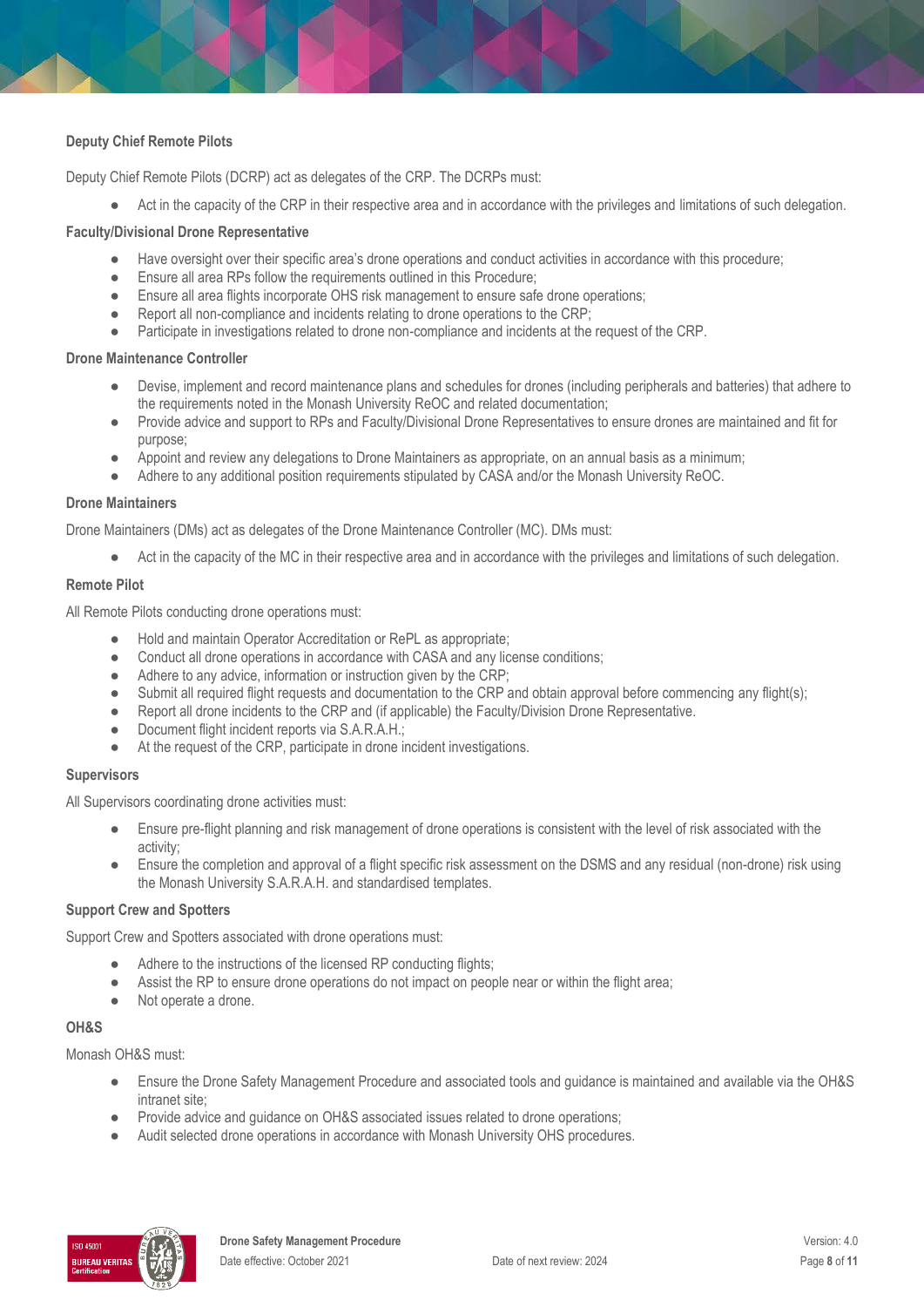### Deputy Chief Remote Pilots

Deputy Chief Remote Pilots (DCRP) act as delegates of the CRP. The DCRPs must:

- Act in the capacity of the CRP in their respective area and in accordance with the privileges and limitations of such delegation.

### Faculty/Divisional Drone Representative

- Have oversight over their specific area's drone operations and conduct activities in accordance with this procedure;
- Ensure all area RPs follow the requirements outlined in this Procedure;
- Ensure all area flights incorporate OHS risk management to ensure safe drone operations;
- Report all non-compliance and incidents relating to drone operations to the CRP;
- Participate in investigations related to drone non-compliance and incidents at the request of the CRP.

### Drone Maintenance Controller

- Devise, implement and record maintenance plans and schedules for drones (including peripherals and batteries) that adhere to the requirements noted in the Monash University ReOC and related documentation;
- Provide advice and support to RPs and Faculty/Divisional Drone Representatives to ensure drones are maintained and fit for purpose;
- Appoint and review any delegations to Drone Maintainers as appropriate, on an annual basis as a minimum;
- Adhere to any additional position requirements stipulated by CASA and/or the Monash University ReOC.

### Drone Maintainers

Drone Maintainers (DMs) act as delegates of the Drone Maintenance Controller (MC). DMs must:

- Act in the capacity of the MC in their respective area and in accordance with the privileges and limitations of such delegation.

### Remote Pilot

All Remote Pilots conducting drone operations must:

- Hold and maintain Operator Accreditation or RePL as appropriate;
- Conduct all drone operations in accordance with CASA and any license conditions;
- Adhere to any advice, information or instruction given by the CRP;
- Submit all required flight requests and documentation to the CRP and obtain approval before commencing any flight(s);
- Report all drone incidents to the CRP and (if applicable) the Faculty/Division Drone Representative.
- Document flight incident reports via S.A.R.A.H.;
- At the request of the CRP, participate in drone incident investigations.

### Supervisors

All Supervisors coordinating drone activities must:

- Ensure pre-flight planning and risk management of drone operations is consistent with the level of risk associated with the activity;
- Ensure the completion and approval of a flight specific risk assessment on the DSMS and any residual (non-drone) risk using the Monash University S.A.R.A.H. and standardised templates.

### Support Crew and Spotters

Support Crew and Spotters associated with drone operations must:

- Adhere to the instructions of the licensed RP conducting flights;
- Assist the RP to ensure drone operations do not impact on people near or within the flight area;
- Not operate a drone.

### OH&S

Monash OH&S must:

- Ensure the Drone Safety Management Procedure and associated tools and guidance is maintained and available via the OH&S intranet site;
- Provide advice and guidance on OH&S associated issues related to drone operations;
- Audit selected drone operations in accordance with Monash University OHS procedures.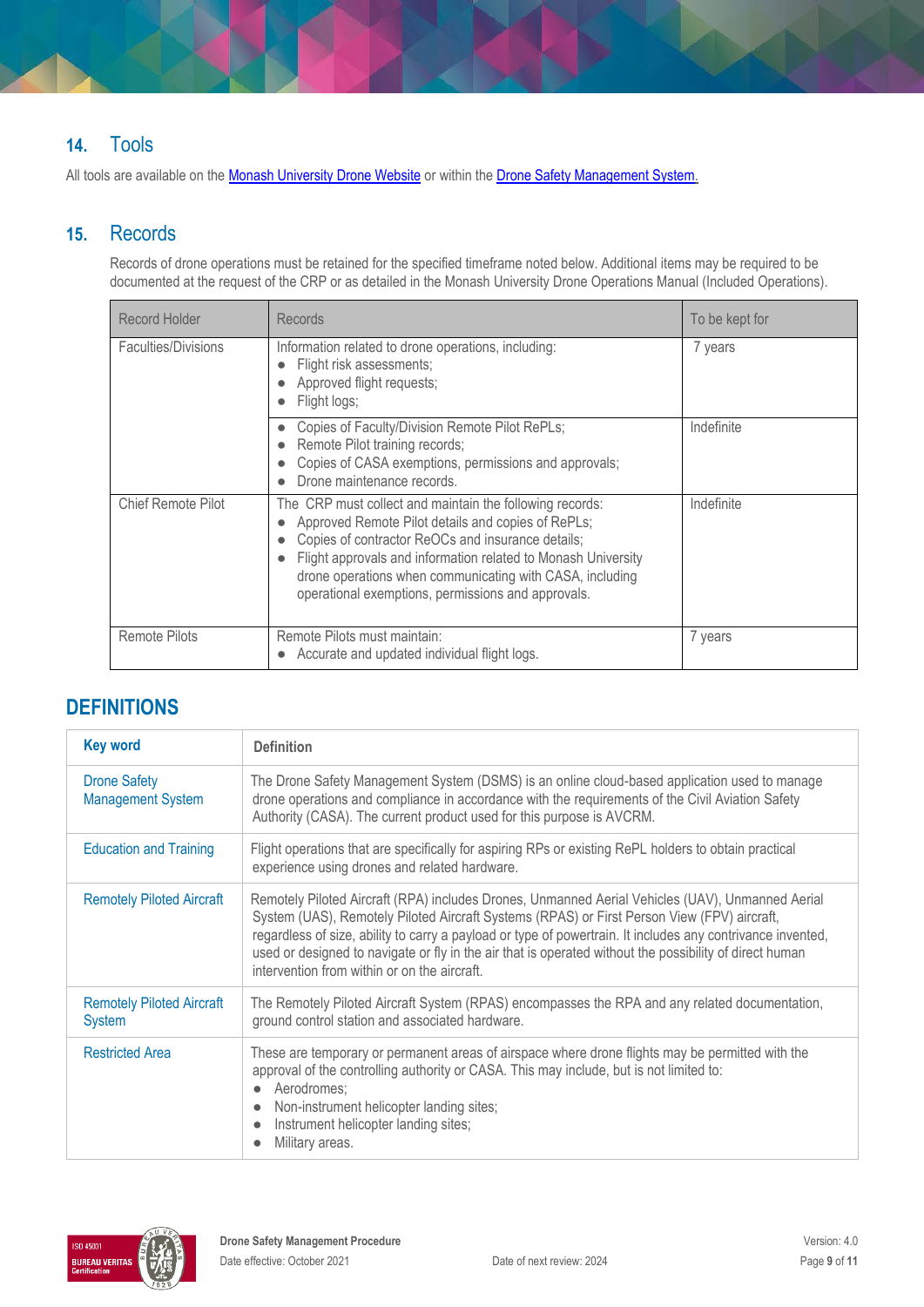## 14. Tools

All tools are available on the Monash University Drone Website or within the Drone Safety Management System.

## 15. Records

Records of drone operations must be retained for the specified timeframe noted below. Additional items may be required to be documented at the request of the CRP or as detailed in the Monash University Drone Operations Manual (Included Operations).

| Record Holder | Records | To be kept for |
|---|---|---|
| Faculties/Divisions | Information related to drone operations, including:<br>● Flight risk assessments;<br>● Approved flight requests;<br>● Flight logs; | 7 years |
| | ● Copies of Faculty/Division Remote Pilot RePLs;<br>● Remote Pilot training records;<br>● Copies of CASA exemptions, permissions and approvals;<br>● Drone maintenance records. | Indefinite |
| Chief Remote Pilot | The CRP must collect and maintain the following records:<br>● Approved Remote Pilot details and copies of RePLs;<br>● Copies of contractor ReOCs and insurance details;<br>● Flight approvals and information related to Monash University drone operations when communicating with CASA, including operational exemptions, permissions and approvals. | Indefinite |
| Remote Pilots | Remote Pilots must maintain:<br>● Accurate and updated individual flight logs. | 7 years |

## DEFINITIONS

| Key word | Definition |
|---|---|
| Drone Safety Management System | The Drone Safety Management System (DSMS) is an online cloud-based application used to manage drone operations and compliance in accordance with the requirements of the Civil Aviation Safety Authority (CASA). The current product used for this purpose is AVCRM. |
| Education and Training | Flight operations that are specifically for aspiring RPs or existing RePL holders to obtain practical experience using drones and related hardware. |
| Remotely Piloted Aircraft | Remotely Piloted Aircraft (RPA) includes Drones, Unmanned Aerial Vehicles (UAV), Unmanned Aerial System (UAS), Remotely Piloted Aircraft Systems (RPAS) or First Person View (FPV) aircraft, regardless of size, ability to carry a payload or type of powertrain. It includes any contrivance invented, used or designed to navigate or fly in the air that is operated without the possibility of direct human intervention from within or on the aircraft. |
| Remotely Piloted Aircraft System | The Remotely Piloted Aircraft System (RPAS) encompasses the RPA and any related documentation, ground control station and associated hardware. |
| Restricted Area | These are temporary or permanent areas of airspace where drone flights may be permitted with the approval of the controlling authority or CASA. This may include, but is not limited to:<br>● Aerodromes;<br>● Non-instrument helicopter landing sites;<br>● Instrument helicopter landing sites;<br>● Military areas. |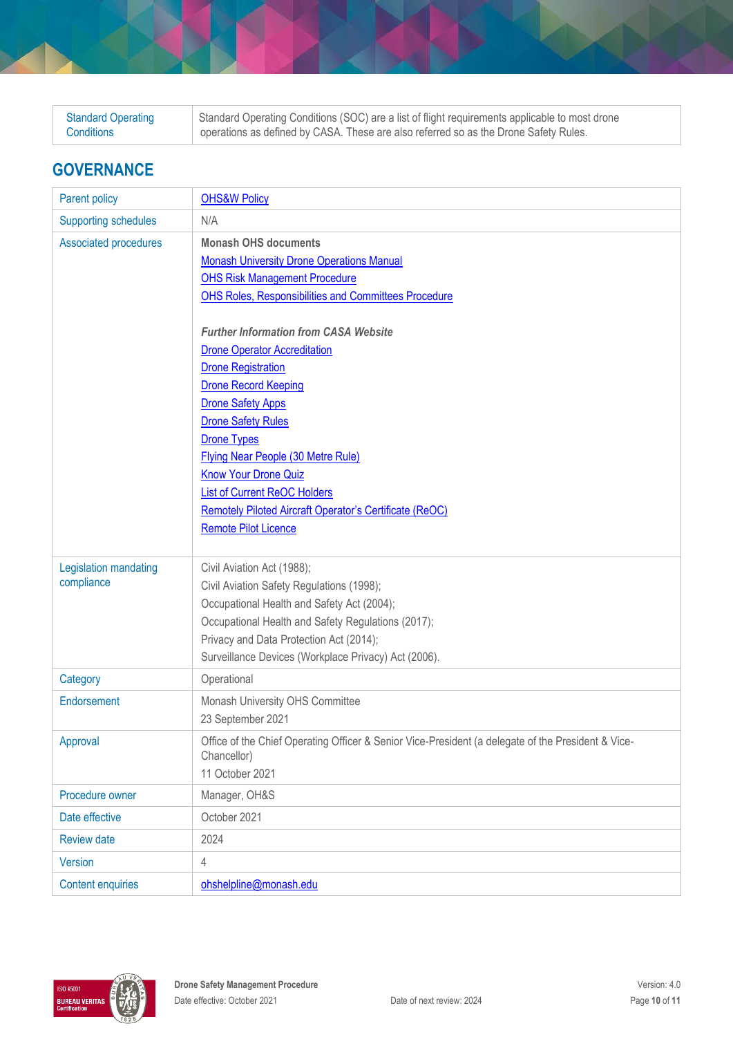| Standard Operating Conditions | Standard Operating Conditions (SOC) are a list of flight requirements applicable to most drone operations as defined by CASA. These are also referred so as the Drone Safety Rules. |
|---|---|

## GOVERNANCE

| Parent policy | OHS&W Policy |
|---|---|
| Supporting schedules | N/A |
| Associated procedures | **Monash OHS documents**<br>Monash University Drone Operations Manual<br>OHS Risk Management Procedure<br>OHS Roles, Responsibilities and Committees Procedure<br><br>***Further Information from CASA Website***<br>Drone Operator Accreditation<br>Drone Registration<br>Drone Record Keeping<br>Drone Safety Apps<br>Drone Safety Rules<br>Drone Types<br>Flying Near People (30 Metre Rule)<br>Know Your Drone Quiz<br>List of Current ReOC Holders<br>Remotely Piloted Aircraft Operator's Certificate (ReOC)<br>Remote Pilot Licence |
| Legislation mandating compliance | Civil Aviation Act (1988);<br>Civil Aviation Safety Regulations (1998);<br>Occupational Health and Safety Act (2004);<br>Occupational Health and Safety Regulations (2017);<br>Privacy and Data Protection Act (2014);<br>Surveillance Devices (Workplace Privacy) Act (2006). |
| Category | Operational |
| Endorsement | Monash University OHS Committee<br>23 September 2021 |
| Approval | Office of the Chief Operating Officer & Senior Vice-President (a delegate of the President & Vice-Chancellor)<br>11 October 2021 |
| Procedure owner | Manager, OH&S |
| Date effective | October 2021 |
| Review date | 2024 |
| Version | 4 |
| Content enquiries | ohshelpline@monash.edu |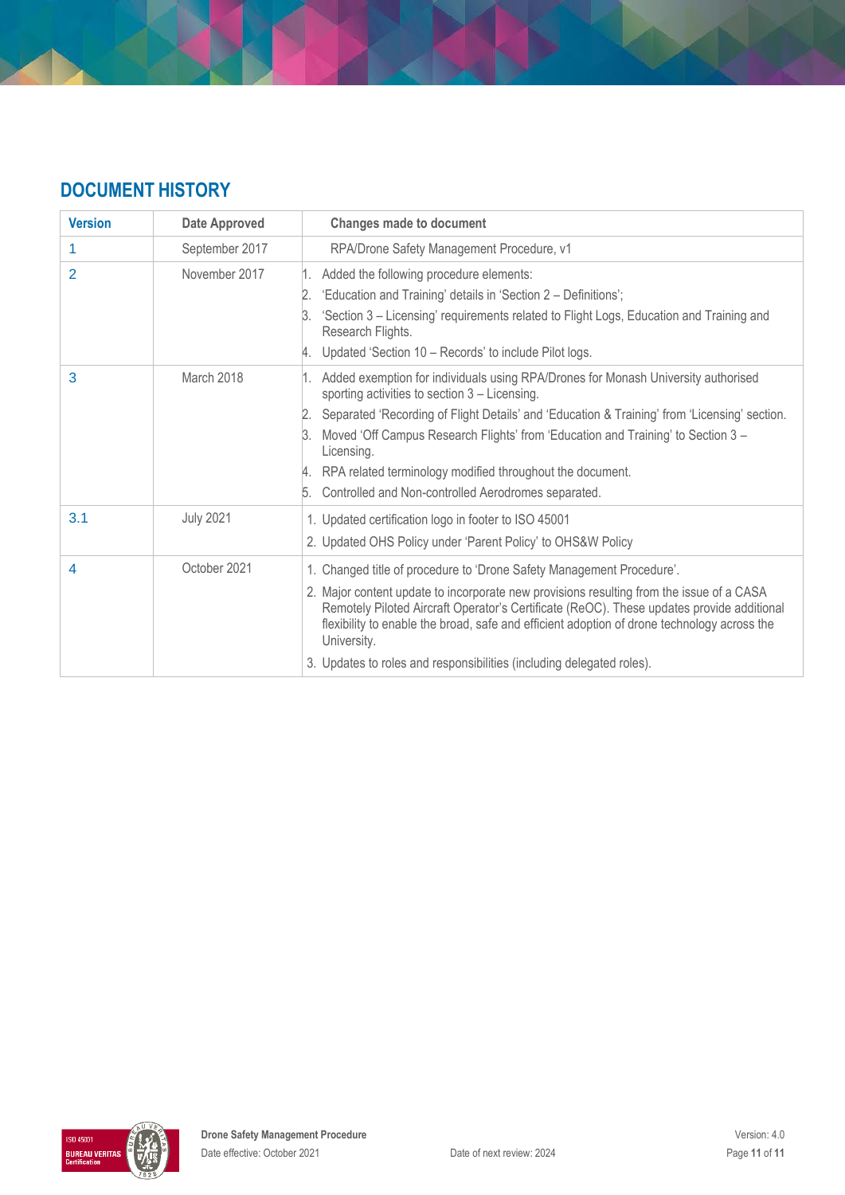## DOCUMENT HISTORY

| Version | Date Approved | Changes made to document |
|---|---|---|
| 1 | September 2017 | RPA/Drone Safety Management Procedure, v1 |
| 2 | November 2017 | 1. Added the following procedure elements:<br>2. 'Education and Training' details in 'Section 2 – Definitions';<br>3. 'Section 3 – Licensing' requirements related to Flight Logs, Education and Training and Research Flights.<br>4. Updated 'Section 10 – Records' to include Pilot logs. |
| 3 | March 2018 | 1. Added exemption for individuals using RPA/Drones for Monash University authorised sporting activities to section 3 – Licensing.<br>2. Separated 'Recording of Flight Details' and 'Education & Training' from 'Licensing' section.<br>3. Moved 'Off Campus Research Flights' from 'Education and Training' to Section 3 – Licensing.<br>4. RPA related terminology modified throughout the document.<br>5. Controlled and Non-controlled Aerodromes separated. |
| 3.1 | July 2021 | 1. Updated certification logo in footer to ISO 45001<br>2. Updated OHS Policy under 'Parent Policy' to OHS&W Policy |
| 4 | October 2021 | 1. Changed title of procedure to 'Drone Safety Management Procedure'.<br>2. Major content update to incorporate new provisions resulting from the issue of a CASA Remotely Piloted Aircraft Operator's Certificate (ReOC). These updates provide additional flexibility to enable the broad, safe and efficient adoption of drone technology across the University.<br>3. Updates to roles and responsibilities (including delegated roles). |